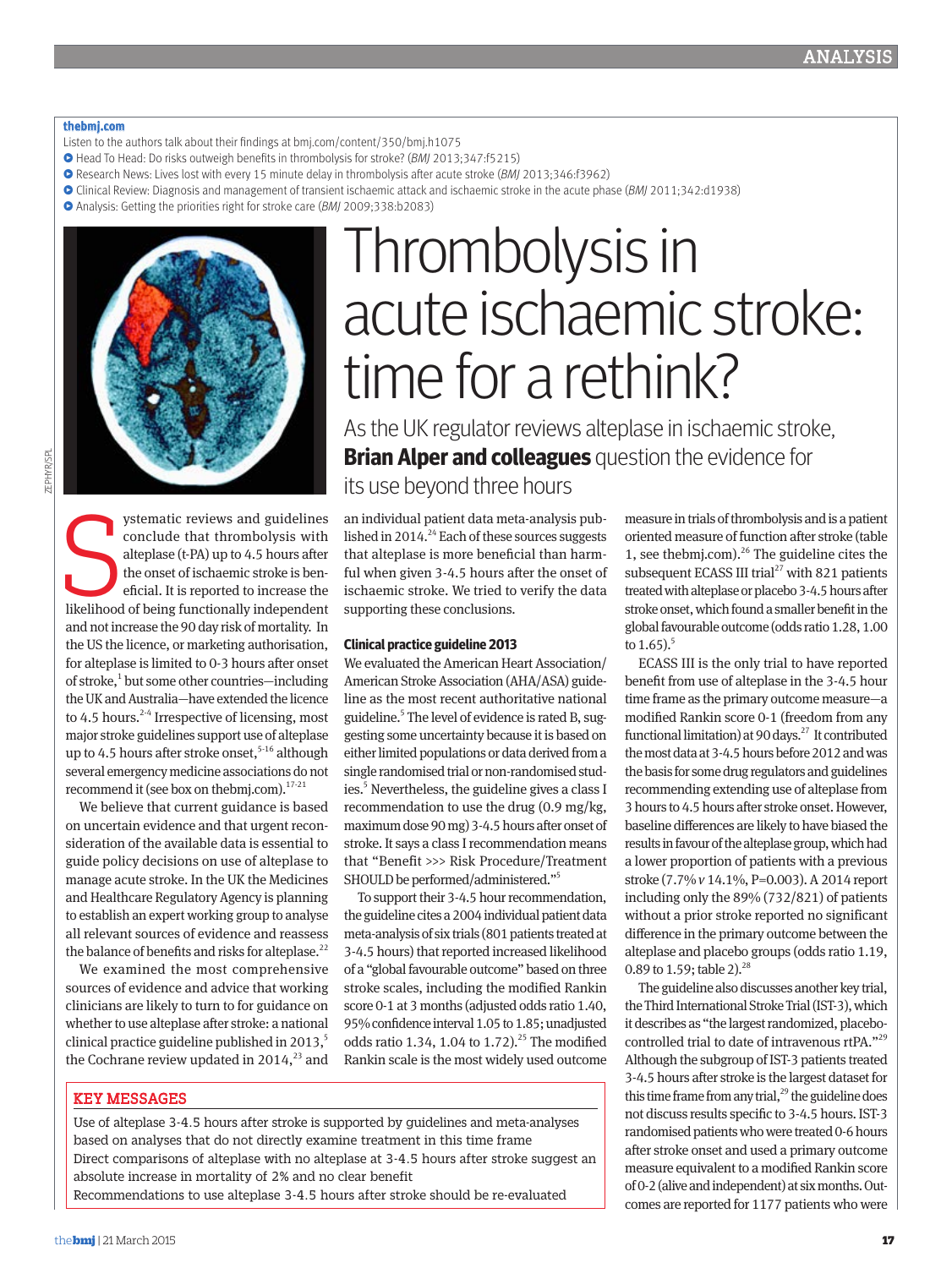**thebmj.com**

Listen to the authors talk about their findings at bmj.com/content/350/bmj.h1075

- Head To Head: Do risks outweigh benefits in thrombolysis for stroke? (*BMJ* 2013;347:f5215)
- Research News: Lives lost with every 15 minute delay in thrombolysis after acute stroke (*BMJ* 2013;346:f3962)
- Clinical Review: Diagnosis and management of transient ischaemic attack and ischaemic stroke in the acute phase (*BMJ* 2011;342:d1938)
- Analysis: Getting the priorities right for stroke care (*BMJ* 2009;338:b2083)

# Thrombolysis in acute ischaemic stroke: time for a rethink?

As the UK regulator reviews alteplase in ischaemic stroke, **Brian Alper and colleagues** question the evidence for its use beyond three hours

Systematic reviews and guidelines conclude that thrombolysis with alteplase (t-PA) up to 4.5 hours after the onset of ischaemic stroke is beneficial. It is reported to increase the likelihood of being functionally independent and not increase the 90 day risk of mortality. In the US the licence, or marketing authorisation, for alteplase is limited to 0-3 hours after onset of stroke,[1] but some other countries—including the UK and Australia—have extended the licence to 4.5 hours.[2-4] Irrespective of licensing, most major stroke guidelines support use of alteplase up to 4.5 hours after stroke onset,[5-16] although several emergency medicine associations do not recommend it (see box on thebmj.com).[17-21]

We believe that current guidance is based on uncertain evidence and that urgent reconsideration of the available data is essential to guide policy decisions on use of alteplase to manage acute stroke. In the UK the Medicines and Healthcare Regulatory Agency is planning to establish an expert working group to analyse all relevant sources of evidence and reassess the balance of benefits and risks for alteplase.[22]

We examined the most comprehensive sources of evidence and advice that working clinicians are likely to turn to for guidance on whether to use alteplase after stroke: a national clinical practice guideline published in 2013,[5] the Cochrane review updated in 2014,[23] and an individual patient data meta-analysis published in 2014.[24] Each of these sources suggests that alteplase is more beneficial than harmful when given 3-4.5 hours after the onset of ischaemic stroke. We tried to verify the data supporting these conclusions.

## Clinical practice guideline 2013

We evaluated the American Heart Association/American Stroke Association (AHA/ASA) guideline as the most recent authoritative national guideline.[5] The level of evidence is rated B, suggesting some uncertainty because it is based on either limited populations or data derived from a single randomised trial or non-randomised studies.[5] Nevertheless, the guideline gives a class I recommendation to use the drug (0.9 mg/kg, maximum dose 90 mg) 3-4.5 hours after onset of stroke. It says a class I recommendation means that "Benefit >>> Risk Procedure/Treatment SHOULD be performed/administered."[5]

To support their 3-4.5 hour recommendation, the guideline cites a 2004 individual patient data meta-analysis of six trials (801 patients treated at 3-4.5 hours) that reported increased likelihood of a "global favourable outcome" based on three stroke scales, including the modified Rankin score 0-1 at 3 months (adjusted odds ratio 1.40, 95% confidence interval 1.05 to 1.85; unadjusted odds ratio 1.34, 1.04 to 1.72).[25] The modified Rankin scale is the most widely used outcome measure in trials of thrombolysis and is a patient oriented measure of function after stroke (table 1, see thebmj.com).[26] The guideline cites the subsequent ECASS III trial[27] with 821 patients treated with alteplase or placebo 3-4.5 hours after stroke onset, which found a smaller benefit in the global favourable outcome (odds ratio 1.28, 1.00 to 1.65).[5]

ECASS III is the only trial to have reported benefit from use of alteplase in the 3-4.5 hour time frame as the primary outcome measure—a modified Rankin score 0-1 (freedom from any functional limitation) at 90 days.[27] It contributed the most data at 3-4.5 hours before 2012 and was the basis for some drug regulators and guidelines recommending extending use of alteplase from 3 hours to 4.5 hours after stroke onset. However, baseline differences are likely to have biased the results in favour of the alteplase group, which had a lower proportion of patients with a previous stroke (7.7% *v* 14.1%, P=0.003). A 2014 report including only the 89% (732/821) of patients without a prior stroke reported no significant difference in the primary outcome between the alteplase and placebo groups (odds ratio 1.19, 0.89 to 1.59; table 2).[28]

The guideline also discusses another key trial, the Third International Stroke Trial (IST-3), which it describes as "the largest randomized, placebo-controlled trial to date of intravenous rtPA."[29] Although the subgroup of IST-3 patients treated 3-4.5 hours after stroke is the largest dataset for this time frame from any trial,[29] the guideline does not discuss results specific to 3-4.5 hours. IST-3 randomised patients who were treated 0-6 hours after stroke onset and used a primary outcome measure equivalent to a modified Rankin score of 0-2 (alive and independent) at six months. Outcomes are reported for 1177 patients who were

## KEY MESSAGES

Use of alteplase 3-4.5 hours after stroke is supported by guidelines and meta-analyses based on analyses that do not directly examine treatment in this time frame

Direct comparisons of alteplase with no alteplase at 3-4.5 hours after stroke suggest an absolute increase in mortality of 2% and no clear benefit

Recommendations to use alteplase 3-4.5 hours after stroke should be re-evaluated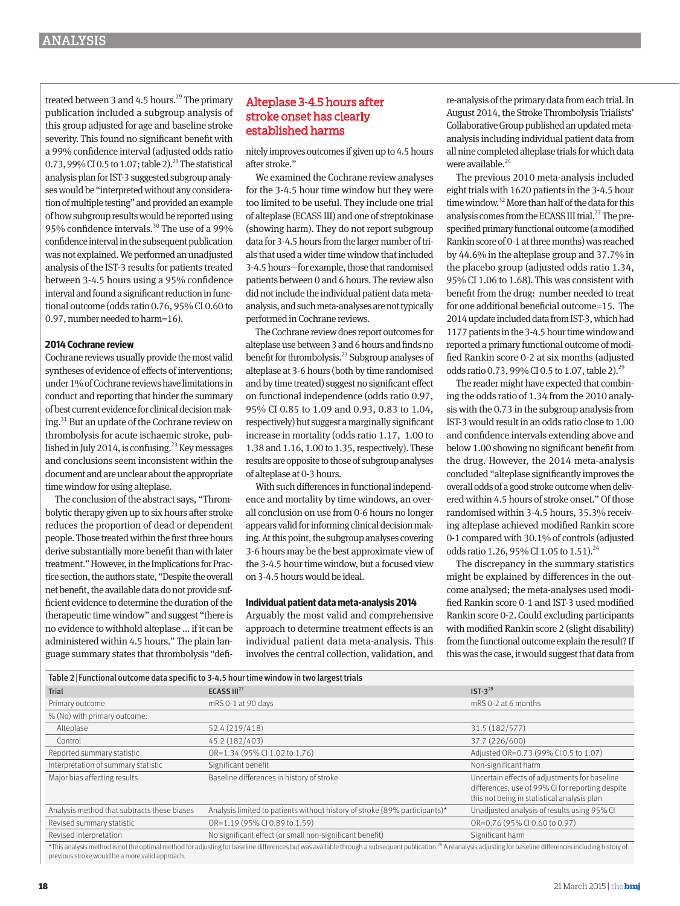treated between 3 and 4.5 hours.[29] The primary publication included a subgroup analysis of this group adjusted for age and baseline stroke severity. This found no significant benefit with a 99% confidence interval (adjusted odds ratio 0.73, 99% CI 0.5 to 1.07; table 2).[29] The statistical analysis plan for IST-3 suggested subgroup analyses would be "interpreted without any consideration of multiple testing" and provided an example of how subgroup results would be reported using 95% confidence intervals.[30] The use of a 99% confidence interval in the subsequent publication was not explained. We performed an unadjusted analysis of the IST-3 results for patients treated between 3-4.5 hours using a 95% confidence interval and found a significant reduction in functional outcome (odds ratio 0.76, 95% CI 0.60 to 0.97, number needed to harm=16).

**2014 Cochrane review**

Cochrane reviews usually provide the most valid syntheses of evidence of effects of interventions; under 1% of Cochrane reviews have limitations in conduct and reporting that hinder the summary of best current evidence for clinical decision making.[31] But an update of the Cochrane review on thrombolysis for acute ischaemic stroke, published in July 2014, is confusing.[23] Key messages and conclusions seem inconsistent within the document and are unclear about the appropriate time window for using alteplase.

The conclusion of the abstract says, "Thrombolytic therapy given up to six hours after stroke reduces the proportion of dead or dependent people. Those treated within the first three hours derive substantially more benefit than with later treatment." However, in the Implications for Practice section, the authors state, "Despite the overall net benefit, the available data do not provide sufficient evidence to determine the duration of the therapeutic time window" and suggest "there is no evidence to withhold alteplase ... if it can be administered within 4.5 hours." The plain language summary states that thrombolysis "definitely improves outcomes if given up to 4.5 hours after stroke."

## Alteplase 3-4.5 hours after stroke onset has clearly established harms

We examined the Cochrane review analyses for the 3-4.5 hour time window but they were too limited to be useful. They include one trial of alteplase (ECASS III) and one of streptokinase (showing harm). They do not report subgroup data for 3-4.5 hours from the larger number of trials that used a wider time window that included 3-4.5 hours—for example, those that randomised patients between 0 and 6 hours. The review also did not include the individual patient data meta-analysis, and such meta-analyses are not typically performed in Cochrane reviews.

The Cochrane review does report outcomes for alteplase use between 3 and 6 hours and finds no benefit for thrombolysis.[23] Subgroup analyses of alteplase at 3-6 hours (both by time randomised and by time treated) suggest no significant effect on functional independence (odds ratio 0.97, 95% CI 0.85 to 1.09 and 0.93, 0.83 to 1.04, respectively) but suggest a marginally significant increase in mortality (odds ratio 1.17, 1.00 to 1.38 and 1.16, 1.00 to 1.35, respectively). These results are opposite to those of subgroup analyses of alteplase at 0-3 hours.

With such differences in functional independence and mortality by time windows, an overall conclusion on use from 0-6 hours no longer appears valid for informing clinical decision making. At this point, the subgroup analyses covering 3-6 hours may be the best approximate view of the 3-4.5 hour time window, but a focused view on 3-4.5 hours would be ideal.

**Individual patient data meta-analysis 2014**

Arguably the most valid and comprehensive approach to determine treatment effects is an individual patient data meta-analysis. This involves the central collection, validation, and re-analysis of the primary data from each trial. In August 2014, the Stroke Thrombolysis Trialists' Collaborative Group published an updated meta-analysis including individual patient data from all nine completed alteplase trials for which data were available.[24]

The previous 2010 meta-analysis included eight trials with 1620 patients in the 3-4.5 hour time window.[32] More than half of the data for this analysis comes from the ECASS III trial.[27] The prespecified primary functional outcome (a modified Rankin score of 0-1 at three months) was reached by 44.6% in the alteplase group and 37.7% in the placebo group (adjusted odds ratio 1.34, 95% CI 1.06 to 1.68). This was consistent with benefit from the drug: number needed to treat for one additional beneficial outcome=15. The 2014 update included data from IST-3, which had 1177 patients in the 3-4.5 hour time window and reported a primary functional outcome of modified Rankin score 0-2 at six months (adjusted odds ratio 0.73, 99% CI 0.5 to 1.07, table 2).[29]

The reader might have expected that combining the odds ratio of 1.34 from the 2010 analysis with the 0.73 in the subgroup analysis from IST-3 would result in an odds ratio close to 1.00 and confidence intervals extending above and below 1.00 showing no significant benefit from the drug. However, the 2014 meta-analysis concluded "alteplase significantly improves the overall odds of a good stroke outcome when delivered within 4.5 hours of stroke onset." Of those randomised within 3-4.5 hours, 35.3% receiving alteplase achieved modified Rankin score 0-1 compared with 30.1% of controls (adjusted odds ratio 1.26, 95% CI 1.05 to 1.51).[24]

The discrepancy in the summary statistics might be explained by differences in the outcome analysed; the meta-analyses used modified Rankin score 0-1 and IST-3 used modified Rankin score 0-2. Could excluding participants with modified Rankin score 2 (slight disability) from the functional outcome explain the result? If this was the case, it would suggest that data from

**Table 2 | Functional outcome data specific to 3-4.5 hour time window in two largest trials**

| Trial | ECASS III[27] | IST-3[29] |
|---|---|---|
| Primary outcome | mRS 0-1 at 90 days | mRS 0-2 at 6 months |
| % (No) with primary outcome: | | |
| Alteplase | 52.4 (219/418) | 31.5 (182/577) |
| Control | 45.2 (182/403) | 37.7 (226/600) |
| Reported summary statistic | OR=1.34 (95% CI 1.02 to 1.76) | Adjusted OR=0.73 (99% CI 0.5 to 1.07) |
| Interpretation of summary statistic | Significant benefit | Non-significant harm |
| Major bias affecting results | Baseline differences in history of stroke | Uncertain effects of adjustments for baseline differences; use of 99% CI for reporting despite this not being in statistical analysis plan |
| Analysis method that subtracts these biases | Analysis limited to patients without history of stroke (89% participants)* | Unadjusted analysis of results using 95% CI |
| Revised summary statistic | OR=1.19 (95% CI 0.89 to 1.59) | OR=0.76 (95% CI 0.60 to 0.97) |
| Revised interpretation | No significant effect (or small non-significant benefit) | Significant harm |

*This analysis method is not the optimal method for adjusting for baseline differences but was available through a subsequent publication.[28] A reanalysis adjusting for baseline differences including history of previous stroke would be a more valid approach.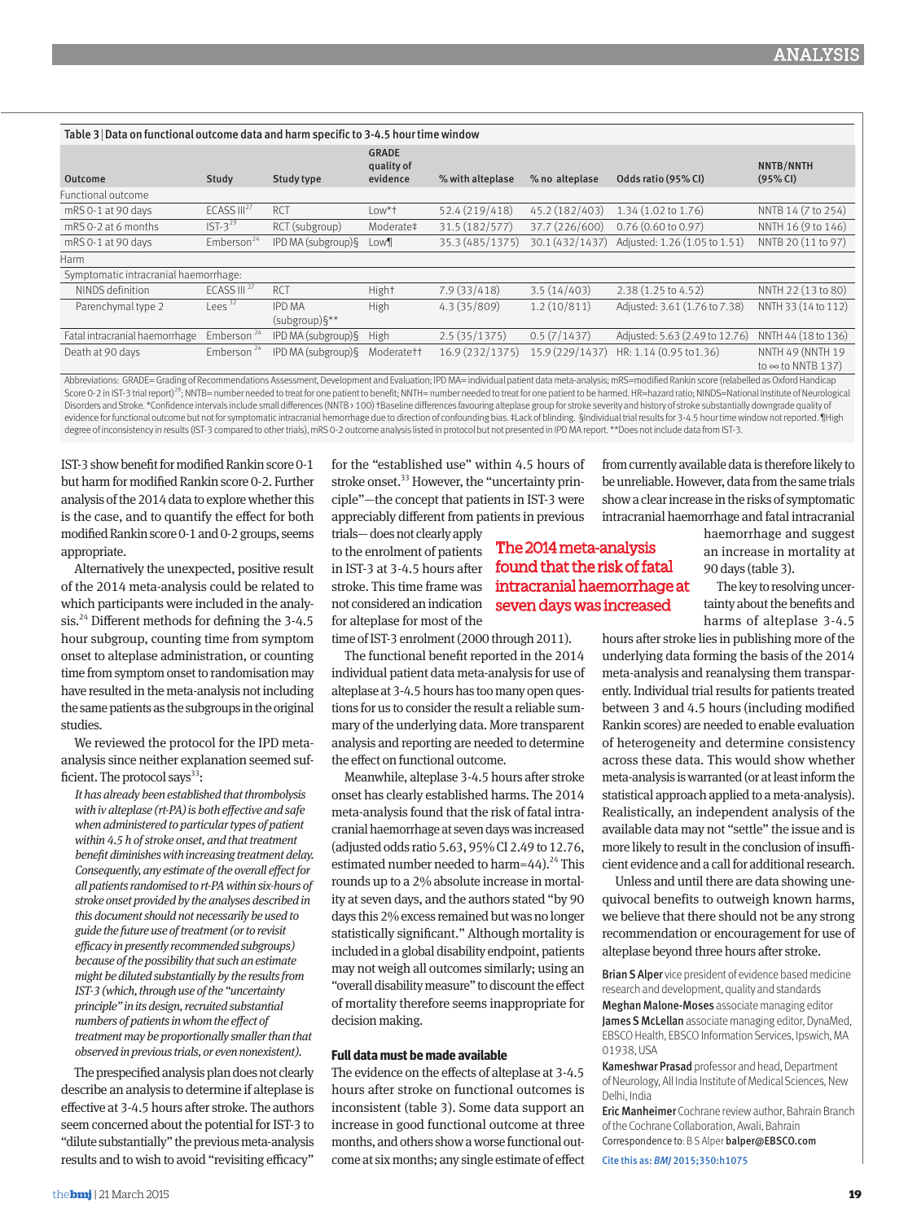Table 3 | Data on functional outcome data and harm specific to 3-4.5 hour time window

| Outcome | Study | Study type | GRADE quality of evidence | % with alteplase | % no alteplase | Odds ratio (95% CI) | NNTB/NNTH (95% CI) |
|---|---|---|---|---|---|---|---|
| Functional outcome | | | | | | | |
| mRS 0-1 at 90 days | ECASS III[27] | RCT | Low*† | 52.4 (219/418) | 45.2 (182/403) | 1.34 (1.02 to 1.76) | NNTB 14 (7 to 254) |
| mRS 0-2 at 6 months | IST-3[29] | RCT (subgroup) | Moderate‡ | 31.5 (182/577) | 37.7 (226/600) | 0.76 (0.60 to 0.97) | NNTH 16 (9 to 146) |
| mRS 0-1 at 90 days | Emberson[24] | IPD MA (subgroup)§ | Low¶ | 35.3 (485/1375) | 30.1 (432/1437) | Adjusted: 1.26 (1.05 to 1.51) | NNTB 20 (11 to 97) |
| Harm | | | | | | | |
| Symptomatic intracranial haemorrhage: | | | | | | | |
| NINDS definition | ECASS III[27] | RCT | High† | 7.9 (33/418) | 3.5 (14/403) | 2.38 (1.25 to 4.52) | NNTH 22 (13 to 80) |
| Parenchymal type 2 | Lees[32] | IPD MA (subgroup)§** | High | 4.3 (35/809) | 1.2 (10/811) | Adjusted: 3.61 (1.76 to 7.38) | NNTH 33 (14 to 112) |
| Fatal intracranial haemorrhage | Emberson[24] | IPD MA (subgroup)§ | High | 2.5 (35/1375) | 0.5 (7/1437) | Adjusted: 5.63 (2.49 to 12.76) | NNTH 44 (18 to 136) |
| Death at 90 days | Emberson[24] | IPD MA (subgroup)§ | Moderate†† | 16.9 (232/1375) | 15.9 (229/1437) | HR: 1.14 (0.95 to1.36) | NNTH 49 (NNTH 19 to ∞ to NNTB 137) |

Abbreviations: GRADE= Grading of Recommendations Assessment, Development and Evaluation; IPD MA= individual patient data meta-analysis; mRS=modified Rankin score (relabelled as Oxford Handicap Score 0-2 in IST-3 trial report)[29]; NNTB= number needed to treat for one patient to benefit; NNTH= number needed to treat for one patient to be harmed. HR=hazard ratio; NINDS=National Institute of Neurological Disorders and Stroke. *Confidence intervals include small differences (NNTB > 100) †Baseline differences favouring alteplase group for stroke severity and history of stroke substantially downgrade quality of evidence for functional outcome but not for symptomatic intracranial haemorrhage due to direction of confounding bias. ‡Lack of blinding. §Individual trial results for 3-4.5 hour time window not reported. ¶High degree of inconsistency in results (IST-3 compared to other trials), mRS 0-2 outcome analysis listed in protocol but not presented in IPD MA report. **Does not include data from IST-3.

IST-3 show benefit for modified Rankin score 0-1 but harm for modified Rankin score 0-2. Further analysis of the 2014 data to explore whether this is the case, and to quantify the effect for both modified Rankin score 0-1 and 0-2 groups, seems appropriate.

Alternatively the unexpected, positive result of the 2014 meta-analysis could be related to which participants were included in the analysis.[24] Different methods for defining the 3-4.5 hour subgroup, counting time from symptom onset to alteplase administration, or counting time from symptom onset to randomisation may have resulted in the meta-analysis not including the same patients as the subgroups in the original studies.

We reviewed the protocol for the IPD meta-analysis since neither explanation seemed sufficient. The protocol says[33]:

> *It has already been established that thrombolysis with iv alteplase (rt-PA) is both effective and safe when administered to particular types of patient within 4.5 h of stroke onset, and that treatment benefit diminishes with increasing treatment delay. Consequently, any estimate of the overall effect for all patients randomised to rt-PA within six-hours of stroke onset provided by the analyses described in this document should not necessarily be used to guide the future use of treatment (or to revisit efficacy in presently recommended subgroups) because of the possibility that such an estimate might be diluted substantially by the results from IST-3 (which, through use of the "uncertainty principle" in its design, recruited substantial numbers of patients in whom the effect of treatment may be proportionally smaller than that observed in previous trials, or even nonexistent).*

The prespecified analysis plan does not clearly describe an analysis to determine if alteplase is effective at 3-4.5 hours after stroke. The authors seem concerned about the potential for IST-3 to "dilute substantially" the previous meta-analysis results and to wish to avoid "revisiting efficacy" for the "established use" within 4.5 hours of stroke onset.[33] However, the "uncertainty principle"—the concept that patients in IST-3 were appreciably different from patients in previous trials— does not clearly apply to the enrolment of patients in IST-3 at 3-4.5 hours after stroke. This time frame was not considered an indication for alteplase for most of the time of IST-3 enrolment (2000 through 2011).

The functional benefit reported in the 2014 individual patient data meta-analysis for use of alteplase at 3-4.5 hours has too many open questions for us to consider the result a reliable summary of the underlying data. More transparent analysis and reporting are needed to determine the effect on functional outcome.

Meanwhile, alteplase 3-4.5 hours after stroke onset has clearly established harms. The 2014 meta-analysis found that the risk of fatal intracranial haemorrhage at seven days was increased (adjusted odds ratio 5.63, 95% CI 2.49 to 12.76, estimated number needed to harm=44).[24] This rounds up to a 2% absolute increase in mortality at seven days, and the authors stated "by 90 days this 2% excess remained but was no longer statistically significant." Although mortality is included in a global disability endpoint, patients may not weigh all outcomes similarly; using an "overall disability measure" to discount the effect of mortality therefore seems inappropriate for decision making.

**The 2014 meta-analysis found that the risk of fatal intracranial haemorrhage at seven days was increased**

## Full data must be made available

The evidence on the effects of alteplase at 3-4.5 hours after stroke on functional outcomes is inconsistent (table 3). Some data support an increase in good functional outcome at three months, and others show a worse functional outcome at six months; any single estimate of effect from currently available data is therefore likely to be unreliable. However, data from the same trials show a clear increase in the risks of symptomatic intracranial haemorrhage and fatal intracranial haemorrhage and suggest an increase in mortality at 90 days (table 3).

The key to resolving uncertainty about the benefits and harms of alteplase 3-4.5 hours after stroke lies in publishing more of the underlying data forming the basis of the 2014 meta-analysis and reanalysing them transparently. Individual trial results for patients treated between 3 and 4.5 hours (including modified Rankin scores) are needed to enable evaluation of heterogeneity and determine consistency across these data. This would show whether meta-analysis is warranted (or at least inform the statistical approach applied to a meta-analysis). Realistically, an independent analysis of the available data may not "settle" the issue and is more likely to result in the conclusion of insufficient evidence and a call for additional research.

Unless and until there are data showing unequivocal benefits to outweigh known harms, we believe that there should not be any strong recommendation or encouragement for use of alteplase beyond three hours after stroke.

**Brian S Alper** vice president of evidence based medicine research and development, quality and standards

**Meghan Malone-Moses** associate managing editor

**James S McLellan** associate managing editor, DynaMed, EBSCO Health, EBSCO Information Services, Ipswich, MA 01938, USA

**Kameshwar Prasad** professor and head, Department of Neurology, All India Institute of Medical Sciences, New Delhi, India

**Eric Manheimer** Cochrane review author, Bahrain Branch of the Cochrane Collaboration, Awali, Bahrain

Correspondence to: B S Alper **balper@EBSCO.com**

Cite this as: *BMJ* 2015;350:h1075